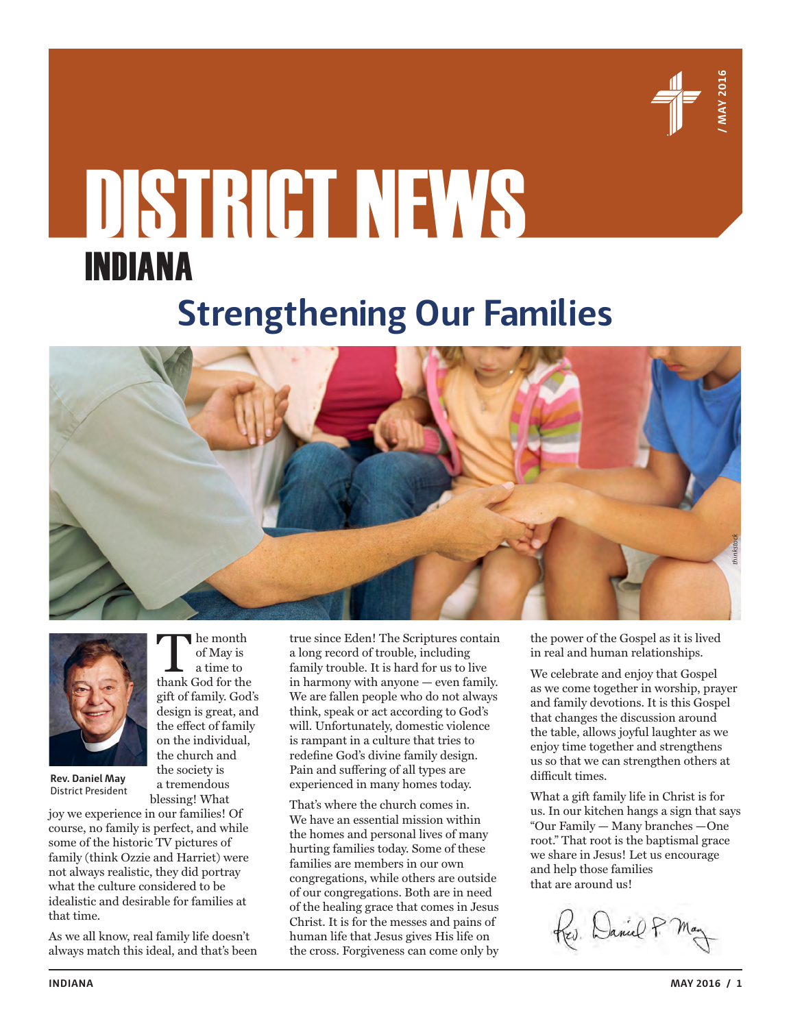# DISTRICT NEWS

## INDIANA

# Strengthening Our Families

Rev. Daniel May
District President

The month of May is a time to thank God for the gift of family. God's design is great, and the effect of family on the individual, the church and the society is a tremendous blessing! What joy we experience in our families! Of course, no family is perfect, and while some of the historic TV pictures of family (think Ozzie and Harriet) were not always realistic, they did portray what the culture considered to be idealistic and desirable for families at that time.

As we all know, real family life doesn't always match this ideal, and that's been true since Eden! The Scriptures contain a long record of trouble, including family trouble. It is hard for us to live in harmony with anyone — even family. We are fallen people who do not always think, speak or act according to God's will. Unfortunately, domestic violence is rampant in a culture that tries to redefine God's divine family design. Pain and suffering of all types are experienced in many homes today.

That's where the church comes in. We have an essential mission within the homes and personal lives of many hurting families today. Some of these families are members in our own congregations, while others are outside of our congregations. Both are in need of the healing grace that comes in Jesus Christ. It is for the messes and pains of human life that Jesus gives His life on the cross. Forgiveness can come only by the power of the Gospel as it is lived in real and human relationships.

We celebrate and enjoy that Gospel as we come together in worship, prayer and family devotions. It is this Gospel that changes the discussion around the table, allows joyful laughter as we enjoy time together and strengthens us so that we can strengthen others at difficult times.

What a gift family life in Christ is for us. In our kitchen hangs a sign that says "Our Family — Many branches —One root." That root is the baptismal grace we share in Jesus! Let us encourage and help those families that are around us!

Rev. Daniel P. May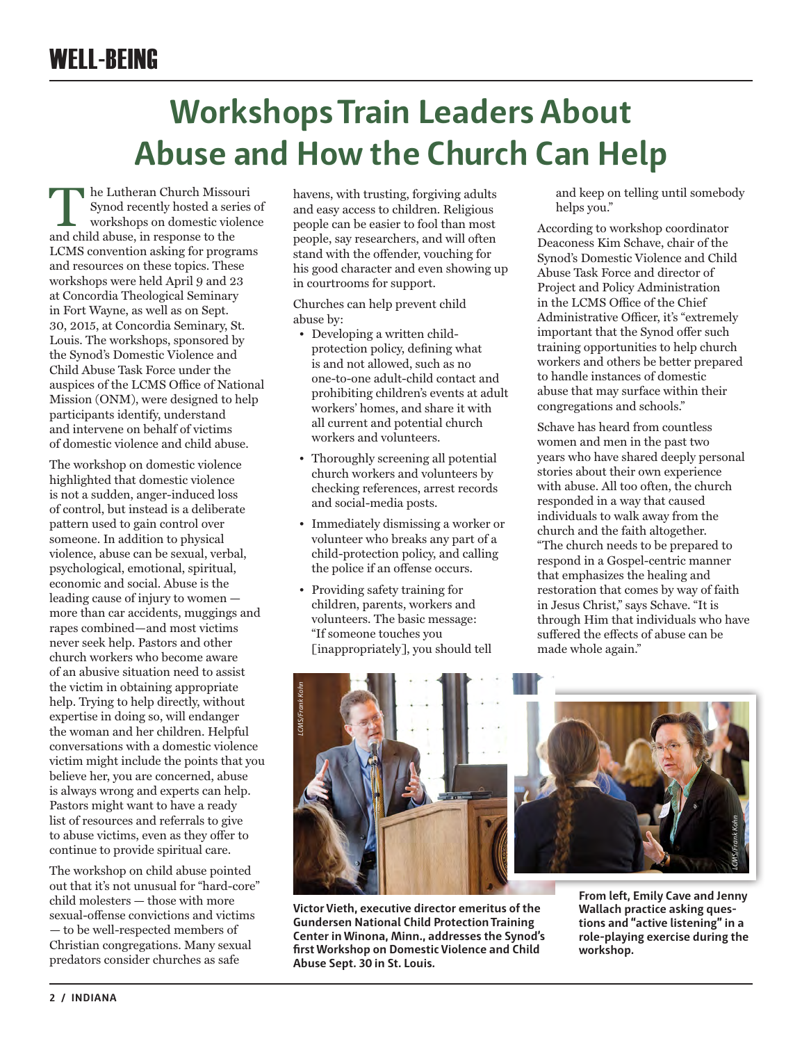# Workshops Train Leaders About Abuse and How the Church Can Help

The Lutheran Church Missouri Synod recently hosted a series of workshops on domestic violence and child abuse, in response to the LCMS convention asking for programs and resources on these topics. These workshops were held April 9 and 23 at Concordia Theological Seminary in Fort Wayne, as well as on Sept. 30, 2015, at Concordia Seminary, St. Louis. The workshops, sponsored by the Synod's Domestic Violence and Child Abuse Task Force under the auspices of the LCMS Office of National Mission (ONM), were designed to help participants identify, understand and intervene on behalf of victims of domestic violence and child abuse.

The workshop on domestic violence highlighted that domestic violence is not a sudden, anger-induced loss of control, but instead is a deliberate pattern used to gain control over someone. In addition to physical violence, abuse can be sexual, verbal, psychological, emotional, spiritual, economic and social. Abuse is the leading cause of injury to women — more than car accidents, muggings and rapes combined—and most victims never seek help. Pastors and other church workers who become aware of an abusive situation need to assist the victim in obtaining appropriate help. Trying to help directly, without expertise in doing so, will endanger the woman and her children. Helpful conversations with a domestic violence victim might include the points that you believe her, you are concerned, abuse is always wrong and experts can help. Pastors might want to have a ready list of resources and referrals to give to abuse victims, even as they offer to continue to provide spiritual care.

The workshop on child abuse pointed out that it's not unusual for "hard-core" child molesters — those with more sexual-offense convictions and victims — to be well-respected members of Christian congregations. Many sexual predators consider churches as safe havens, with trusting, forgiving adults and easy access to children. Religious people can be easier to fool than most people, say researchers, and will often stand with the offender, vouching for his good character and even showing up in courtrooms for support.

Churches can help prevent child abuse by:

- Developing a written child-protection policy, defining what is and not allowed, such as no one-to-one adult-child contact and prohibiting children's events at adult workers' homes, and share it with all current and potential church workers and volunteers.
- Thoroughly screening all potential church workers and volunteers by checking references, arrest records and social-media posts.
- Immediately dismissing a worker or volunteer who breaks any part of a child-protection policy, and calling the police if an offense occurs.
- Providing safety training for children, parents, workers and volunteers. The basic message: "If someone touches you [inappropriately], you should tell and keep on telling until somebody helps you."

According to workshop coordinator Deaconess Kim Schave, chair of the Synod's Domestic Violence and Child Abuse Task Force and director of Project and Policy Administration in the LCMS Office of the Chief Administrative Officer, it's "extremely important that the Synod offer such training opportunities to help church workers and others be better prepared to handle instances of domestic abuse that may surface within their congregations and schools."

Schave has heard from countless women and men in the past two years who have shared deeply personal stories about their own experience with abuse. All too often, the church responded in a way that caused individuals to walk away from the church and the faith altogether. "The church needs to be prepared to respond in a Gospel-centric manner that emphasizes the healing and restoration that comes by way of faith in Jesus Christ," says Schave. "It is through Him that individuals who have suffered the effects of abuse can be made whole again."

LCMS/Frank Kohn

**Victor Vieth, executive director emeritus of the Gundersen National Child Protection Training Center in Winona, Minn., addresses the Synod's first Workshop on Domestic Violence and Child Abuse Sept. 30 in St. Louis.**

LCMS/Frank Kohn

**From left, Emily Cave and Jenny Wallach practice asking questions and "active listening" in a role-playing exercise during the workshop.**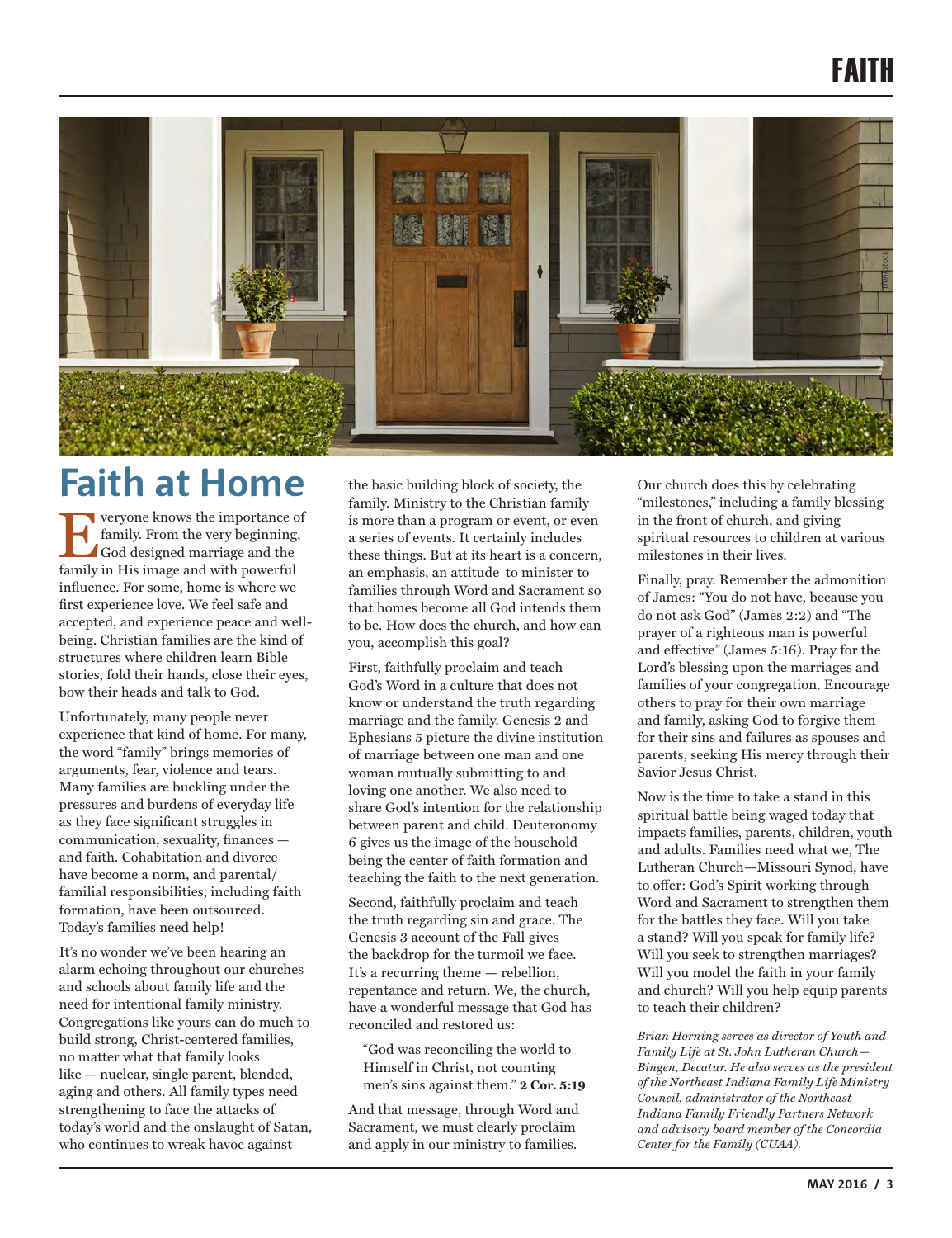# Faith at Home

Everyone knows the importance of family. From the very beginning, God designed marriage and the family in His image and with powerful influence. For some, home is where we first experience love. We feel safe and accepted, and experience peace and well-being. Christian families are the kind of structures where children learn Bible stories, fold their hands, close their eyes, bow their heads and talk to God.

Unfortunately, many people never experience that kind of home. For many, the word "family" brings memories of arguments, fear, violence and tears. Many families are buckling under the pressures and burdens of everyday life as they face significant struggles in communication, sexuality, finances — and faith. Cohabitation and divorce have become a norm, and parental/familial responsibilities, including faith formation, have been outsourced. Today's families need help!

It's no wonder we've been hearing an alarm echoing throughout our churches and schools about family life and the need for intentional family ministry. Congregations like yours can do much to build strong, Christ-centered families, no matter what that family looks like — nuclear, single parent, blended, aging and others. All family types need strengthening to face the attacks of today's world and the onslaught of Satan, who continues to wreak havoc against the basic building block of society, the family. Ministry to the Christian family is more than a program or event, or even a series of events. It certainly includes these things. But at its heart is a concern, an emphasis, an attitude to minister to families through Word and Sacrament so that homes become all God intends them to be. How does the church, and how can you, accomplish this goal?

First, faithfully proclaim and teach God's Word in a culture that does not know or understand the truth regarding marriage and the family. Genesis 2 and Ephesians 5 picture the divine institution of marriage between one man and one woman mutually submitting to and loving one another. We also need to share God's intention for the relationship between parent and child. Deuteronomy 6 gives us the image of the household being the center of faith formation and teaching the faith to the next generation.

Second, faithfully proclaim and teach the truth regarding sin and grace. The Genesis 3 account of the Fall gives the backdrop for the turmoil we face. It's a recurring theme — rebellion, repentance and return. We, the church, have a wonderful message that God has reconciled and restored us:

> "God was reconciling the world to Himself in Christ, not counting men's sins against them." **2 Cor. 5:19**

And that message, through Word and Sacrament, we must clearly proclaim and apply in our ministry to families. Our church does this by celebrating "milestones," including a family blessing in the front of church, and giving spiritual resources to children at various milestones in their lives.

Finally, pray. Remember the admonition of James: "You do not have, because you do not ask God" (James 2:2) and "The prayer of a righteous man is powerful and effective" (James 5:16). Pray for the Lord's blessing upon the marriages and families of your congregation. Encourage others to pray for their own marriage and family, asking God to forgive them for their sins and failures as spouses and parents, seeking His mercy through their Savior Jesus Christ.

Now is the time to take a stand in this spiritual battle being waged today that impacts families, parents, children, youth and adults. Families need what we, The Lutheran Church—Missouri Synod, have to offer: God's Spirit working through Word and Sacrament to strengthen them for the battles they face. Will you take a stand? Will you speak for family life? Will you seek to strengthen marriages? Will you model the faith in your family and church? Will you help equip parents to teach their children?

*Brian Horning serves as director of Youth and Family Life at St. John Lutheran Church—Bingen, Decatur. He also serves as the president of the Northeast Indiana Family Life Ministry Council, administrator of the Northeast Indiana Family Friendly Partners Network and advisory board member of the Concordia Center for the Family (CUAA).*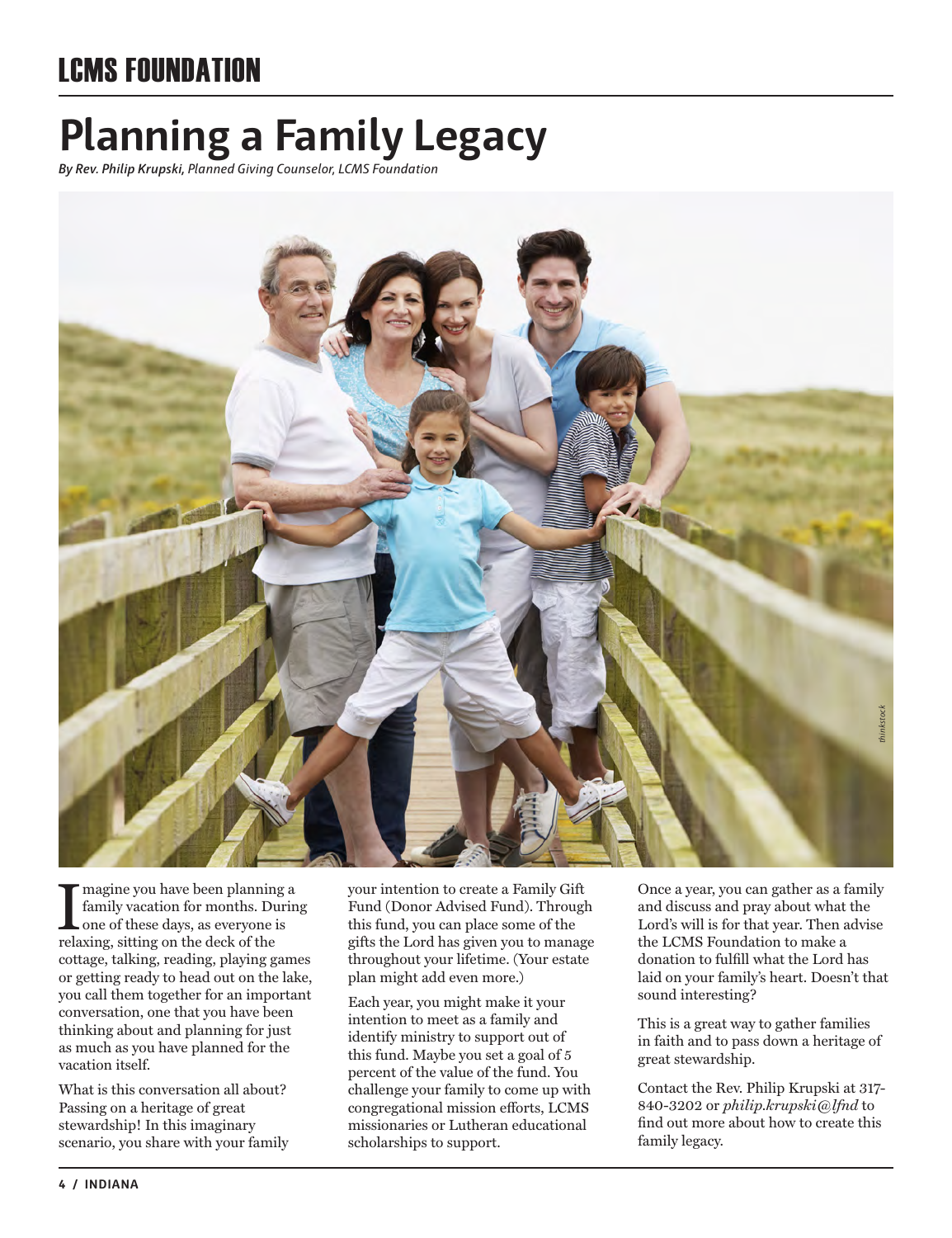## LCMS FOUNDATION

# Planning a Family Legacy

*By Rev. Philip Krupski, Planned Giving Counselor, LCMS Foundation*

Imagine you have been planning a family vacation for months. During one of these days, as everyone is relaxing, sitting on the deck of the cottage, talking, reading, playing games or getting ready to head out on the lake, you call them together for an important conversation, one that you have been thinking about and planning for just as much as you have planned for the vacation itself.

What is this conversation all about? Passing on a heritage of great stewardship! In this imaginary scenario, you share with your family your intention to create a Family Gift Fund (Donor Advised Fund). Through this fund, you can place some of the gifts the Lord has given you to manage throughout your lifetime. (Your estate plan might add even more.)

Each year, you might make it your intention to meet as a family and identify ministry to support out of this fund. Maybe you set a goal of 5 percent of the value of the fund. You challenge your family to come up with congregational mission efforts, LCMS missionaries or Lutheran educational scholarships to support.

Once a year, you can gather as a family and discuss and pray about what the Lord's will is for that year. Then advise the LCMS Foundation to make a donation to fulfill what the Lord has laid on your family's heart. Doesn't that sound interesting?

This is a great way to gather families in faith and to pass down a heritage of great stewardship.

Contact the Rev. Philip Krupski at 317-840-3202 or *philip.krupski@lfnd* to find out more about how to create this family legacy.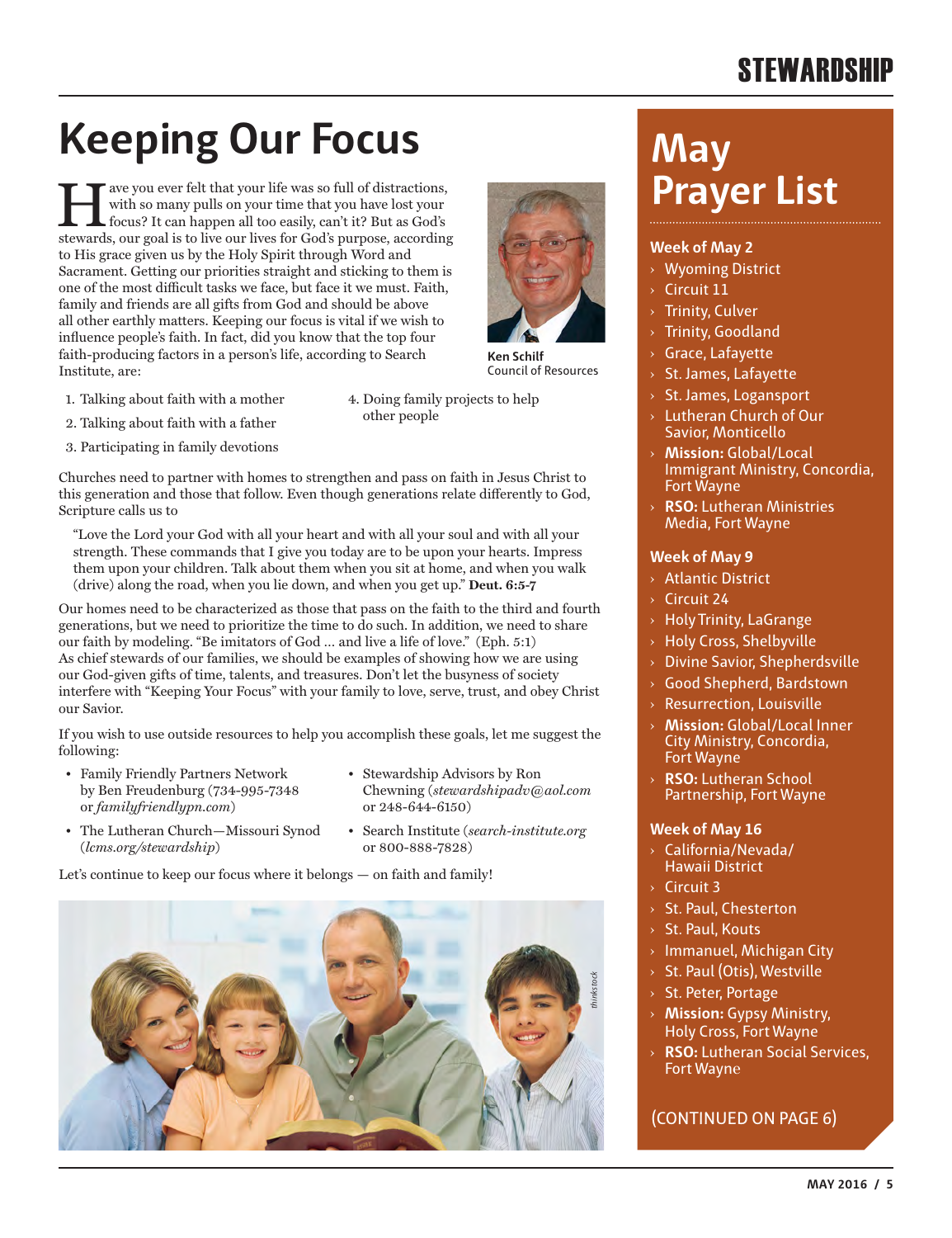# Keeping Our Focus

Have you ever felt that your life was so full of distractions, with so many pulls on your time that you have lost your focus? It can happen all too easily, can't it? But as God's stewards, our goal is to live our lives for God's purpose, according to His grace given us by the Holy Spirit through Word and Sacrament. Getting our priorities straight and sticking to them is one of the most difficult tasks we face, but face it we must. Faith, family and friends are all gifts from God and should be above all other earthly matters. Keeping our focus is vital if we wish to influence people's faith. In fact, did you know that the top four faith-producing factors in a person's life, according to Search Institute, are:

Ken Schilf
Council of Resources

1. Talking about faith with a mother
2. Talking about faith with a father
3. Participating in family devotions
4. Doing family projects to help other people

Churches need to partner with homes to strengthen and pass on faith in Jesus Christ to this generation and those that follow. Even though generations relate differently to God, Scripture calls us to

> "Love the Lord your God with all your heart and with all your soul and with all your strength. These commands that I give you today are to be upon your hearts. Impress them upon your children. Talk about them when you sit at home, and when you walk (drive) along the road, when you lie down, and when you get up." **Deut. 6:5-7**

Our homes need to be characterized as those that pass on the faith to the third and fourth generations, but we need to prioritize the time to do such. In addition, we need to share our faith by modeling. "Be imitators of God … and live a life of love." (Eph. 5:1) As chief stewards of our families, we should be examples of showing how we are using our God-given gifts of time, talents, and treasures. Don't let the busyness of society interfere with "Keeping Your Focus" with your family to love, serve, trust, and obey Christ our Savior.

If you wish to use outside resources to help you accomplish these goals, let me suggest the following:

- Family Friendly Partners Network by Ben Freudenburg (734-995-7348 or *familyfriendlypn.com*)
- The Lutheran Church—Missouri Synod (*lcms.org/stewardship*)
- Stewardship Advisors by Ron Chewning (*stewardshipadv@aol.com* or 248-644-6150)
- Search Institute (*search-institute.org* or 800-888-7828)

Let's continue to keep our focus where it belongs — on faith and family!

thinkstock

# May Prayer List

### Week of May 2

- Wyoming District
- Circuit 11
- Trinity, Culver
- Trinity, Goodland
- Grace, Lafayette
- St. James, Lafayette
- St. James, Logansport
- Lutheran Church of Our Savior, Monticello
- **Mission:** Global/Local Immigrant Ministry, Concordia, Fort Wayne
- **RSO:** Lutheran Ministries Media, Fort Wayne

### Week of May 9

- Atlantic District
- Circuit 24
- Holy Trinity, LaGrange
- Holy Cross, Shelbyville
- Divine Savior, Shepherdsville
- Good Shepherd, Bardstown
- Resurrection, Louisville
- **Mission:** Global/Local Inner City Ministry, Concordia, Fort Wayne
- **RSO:** Lutheran School Partnership, Fort Wayne

### Week of May 16

- California/Nevada/Hawaii District
- Circuit 3
- St. Paul, Chesterton
- St. Paul, Kouts
- Immanuel, Michigan City
- St. Paul (Otis), Westville
- St. Peter, Portage
- **Mission:** Gypsy Ministry, Holy Cross, Fort Wayne
- **RSO:** Lutheran Social Services, Fort Wayne

(CONTINUED ON PAGE 6)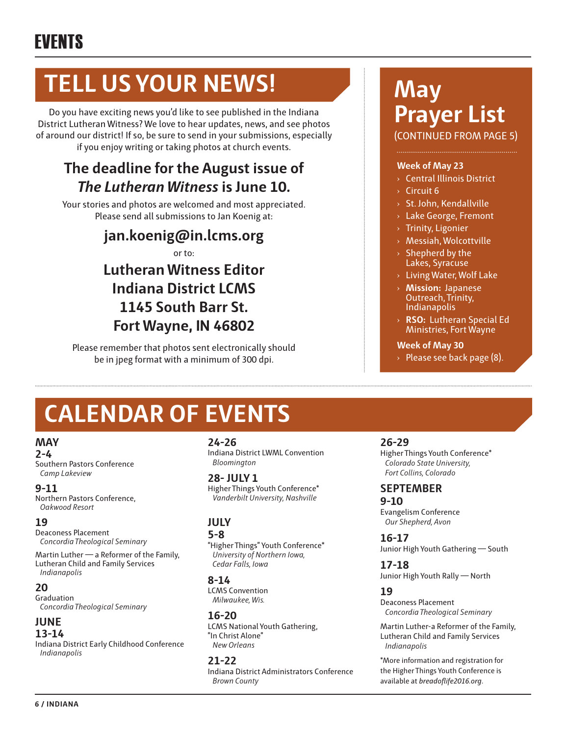# EVENTS

## TELL US YOUR NEWS!

Do you have exciting news you'd like to see published in the Indiana District Lutheran Witness? We love to hear updates, news, and see photos of around our district! If so, be sure to send in your submissions, especially if you enjoy writing or taking photos at church events.

### The deadline for the August issue of *The Lutheran Witness* is June 10.

Your stories and photos are welcomed and most appreciated. Please send all submissions to Jan Koenig at:

**jan.koenig@in.lcms.org**

or to:

**Lutheran Witness Editor**
**Indiana District LCMS**
**1145 South Barr St.**
**Fort Wayne, IN 46802**

Please remember that photos sent electronically should be in jpeg format with a minimum of 300 dpi.

## May Prayer List

(CONTINUED FROM PAGE 5)

**Week of May 23**

- Central Illinois District
- Circuit 6
- St. John, Kendallville
- Lake George, Fremont
- Trinity, Ligonier
- Messiah, Wolcottville
- Shepherd by the Lakes, Syracuse
- Living Water, Wolf Lake
- **Mission:** Japanese Outreach, Trinity, Indianapolis
- **RSO:** Lutheran Special Ed Ministries, Fort Wayne

**Week of May 30**

- Please see back page (8).

## CALENDAR OF EVENTS

### MAY

**2-4**
Southern Pastors Conference
*Camp Lakeview*

**9-11**
Northern Pastors Conference,
*Oakwood Resort*

**19**
Deaconess Placement
*Concordia Theological Seminary*

Martin Luther — a Reformer of the Family, Lutheran Child and Family Services
*Indianapolis*

**20**
Graduation
*Concordia Theological Seminary*

### JUNE

**13-14**
Indiana District Early Childhood Conference
*Indianapolis*

**24-26**
Indiana District LWML Convention
*Bloomington*

**28- JULY 1**
Higher Things Youth Conference*
*Vanderbilt University, Nashville*

### JULY

**5-8**
"Higher Things" Youth Conference*
*University of Northern Iowa, Cedar Falls, Iowa*

**8-14**
LCMS Convention
*Milwaukee, Wis.*

**16-20**
LCMS National Youth Gathering, "In Christ Alone"
*New Orleans*

**21-22**
Indiana District Administrators Conference
*Brown County*

**26-29**
Higher Things Youth Conference*
*Colorado State University, Fort Collins, Colorado*

### SEPTEMBER

**9-10**
Evangelism Conference
*Our Shepherd, Avon*

**16-17**
Junior High Youth Gathering — South

**17-18**
Junior High Youth Rally — North

**19**
Deaconess Placement
*Concordia Theological Seminary*

Martin Luther-a Reformer of the Family, Lutheran Child and Family Services
*Indianapolis*

*More information and registration for the Higher Things Youth Conference is available at *breadoflife2016.org*.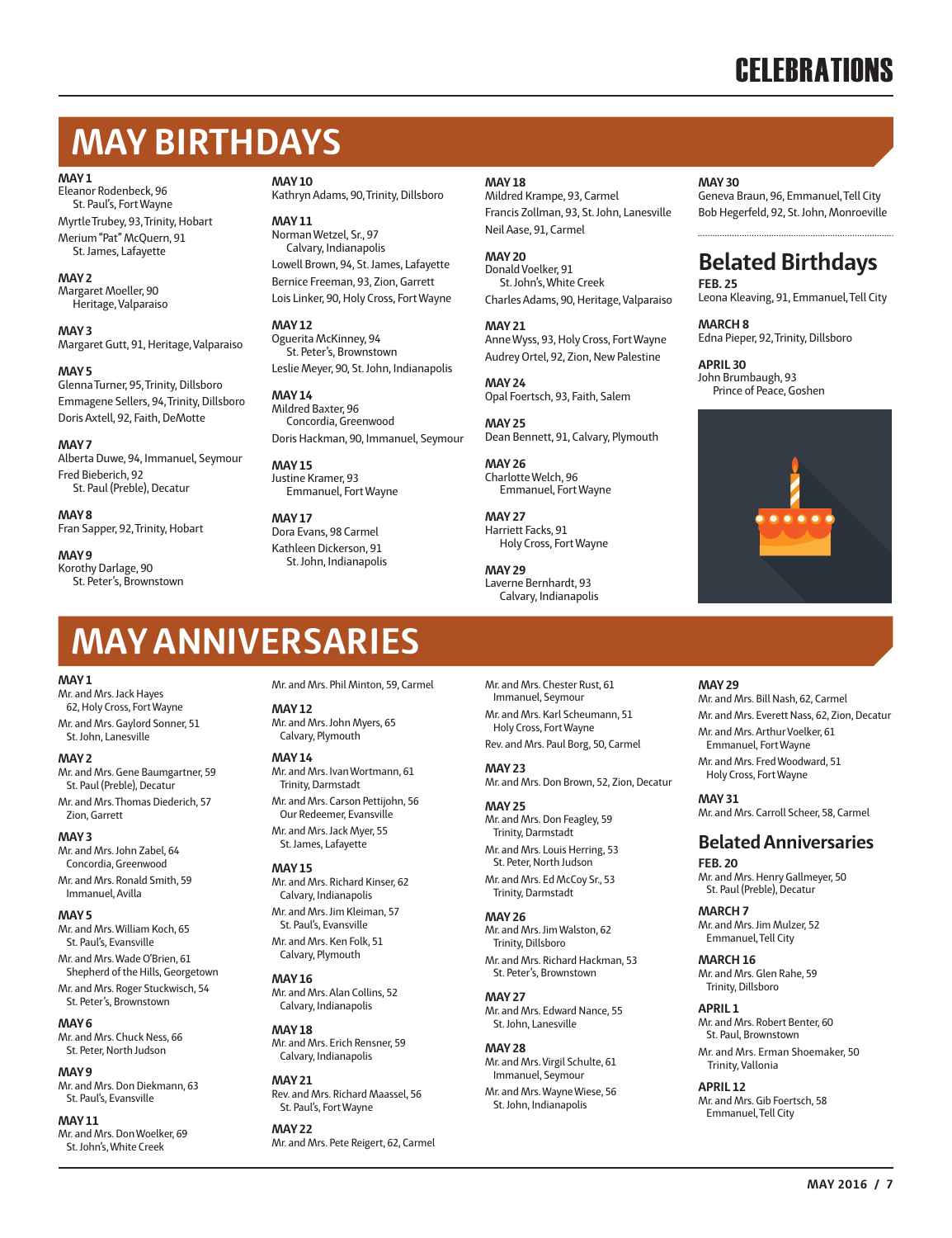# CELEBRATIONS

## MAY BIRTHDAYS

**MAY 1**
Eleanor Rodenbeck, 96
St. Paul's, Fort Wayne

Myrtle Trubey, 93, Trinity, Hobart

Merium "Pat" McQuern, 91
St. James, Lafayette

**MAY 2**
Margaret Moeller, 90
Heritage, Valparaiso

**MAY 3**
Margaret Gutt, 91, Heritage, Valparaiso

**MAY 5**
Glenna Turner, 95, Trinity, Dillsboro

Emmagene Sellers, 94, Trinity, Dillsboro

Doris Axtell, 92, Faith, DeMotte

**MAY 7**
Alberta Duwe, 94, Immanuel, Seymour

Fred Bieberich, 92
St. Paul (Preble), Decatur

**MAY 8**
Fran Sapper, 92, Trinity, Hobart

**MAY 9**
Korothy Darlage, 90
St. Peter's, Brownstown

**MAY 10**
Kathryn Adams, 90, Trinity, Dillsboro

**MAY 11**
Norman Wetzel, Sr., 97
Calvary, Indianapolis

Lowell Brown, 94, St. James, Lafayette

Bernice Freeman, 93, Zion, Garrett

Lois Linker, 90, Holy Cross, Fort Wayne

**MAY 12**
Oguerita McKinney, 94
St. Peter's, Brownstown

Leslie Meyer, 90, St. John, Indianapolis

**MAY 14**
Mildred Baxter, 96
Concordia, Greenwood

Doris Hackman, 90, Immanuel, Seymour

**MAY 15**
Justine Kramer, 93
Emmanuel, Fort Wayne

**MAY 17**
Dora Evans, 98 Carmel

Kathleen Dickerson, 91
St. John, Indianapolis

**MAY 18**
Mildred Krampe, 93, Carmel

Francis Zollman, 93, St. John, Lanesville

Neil Aase, 91, Carmel

**MAY 20**
Donald Voelker, 91
St. John's, White Creek

Charles Adams, 90, Heritage, Valparaiso

**MAY 21**
Anne Wyss, 93, Holy Cross, Fort Wayne

Audrey Ortel, 92, Zion, New Palestine

**MAY 24**
Opal Foertsch, 93, Faith, Salem

**MAY 25**
Dean Bennett, 91, Calvary, Plymouth

**MAY 26**
Charlotte Welch, 96
Emmanuel, Fort Wayne

**MAY 27**
Harriett Facks, 91
Holy Cross, Fort Wayne

**MAY 29**
Laverne Bernhardt, 93
Calvary, Indianapolis

**MAY 30**
Geneva Braun, 96, Emmanuel, Tell City

Bob Hegerfeld, 92, St. John, Monroeville

### Belated Birthdays

**FEB. 25**
Leona Kleaving, 91, Emmanuel, Tell City

**MARCH 8**
Edna Pieper, 92, Trinity, Dillsboro

**APRIL 30**
John Brumbaugh, 93
Prince of Peace, Goshen

## MAY ANNIVERSARIES

**MAY 1**
Mr. and Mrs. Jack Hayes
62, Holy Cross, Fort Wayne

Mr. and Mrs. Gaylord Sonner, 51
St. John, Lanesville

**MAY 2**
Mr. and Mrs. Gene Baumgartner, 59
St. Paul (Preble), Decatur

Mr. and Mrs. Thomas Diederich, 57
Zion, Garrett

**MAY 3**
Mr. and Mrs. John Zabel, 64
Concordia, Greenwood

Mr. and Mrs. Ronald Smith, 59
Immanuel, Avilla

**MAY 5**
Mr. and Mrs. William Koch, 65
St. Paul's, Evansville

Mr. and Mrs. Wade O'Brien, 61
Shepherd of the Hills, Georgetown

Mr. and Mrs. Roger Stuckwisch, 54
St. Peter's, Brownstown

**MAY 6**
Mr. and Mrs. Chuck Ness, 66
St. Peter, North Judson

**MAY 9**
Mr. and Mrs. Don Diekmann, 63
St. Paul's, Evansville

**MAY 11**
Mr. and Mrs. Don Woelker, 69
St. John's, White Creek

Mr. and Mrs. Phil Minton, 59, Carmel

**MAY 12**
Mr. and Mrs. John Myers, 65
Calvary, Plymouth

**MAY 14**
Mr. and Mrs. Ivan Wortmann, 61
Trinity, Darmstadt

Mr. and Mrs. Carson Pettijohn, 56
Our Redeemer, Evansville

Mr. and Mrs. Jack Myer, 55
St. James, Lafayette

**MAY 15**
Mr. and Mrs. Richard Kinser, 62
Calvary, Indianapolis

Mr. and Mrs. Jim Kleiman, 57
St. Paul's, Evansville

Mr. and Mrs. Ken Folk, 51
Calvary, Plymouth

**MAY 16**
Mr. and Mrs. Alan Collins, 52
Calvary, Indianapolis

**MAY 18**
Mr. and Mrs. Erich Rensner, 59
Calvary, Indianapolis

**MAY 21**
Rev. and Mrs. Richard Maassel, 56
St. Paul's, Fort Wayne

**MAY 22**
Mr. and Mrs. Pete Reigert, 62, Carmel

Mr. and Mrs. Chester Rust, 61
Immanuel, Seymour

Mr. and Mrs. Karl Scheumann, 51
Holy Cross, Fort Wayne

Rev. and Mrs. Paul Borg, 50, Carmel

**MAY 23**
Mr. and Mrs. Don Brown, 52, Zion, Decatur

**MAY 25**
Mr. and Mrs. Don Feagley, 59
Trinity, Darmstadt

Mr. and Mrs. Louis Herring, 53
St. Peter, North Judson

Mr. and Mrs. Ed McCoy Sr., 53
Trinity, Darmstadt

**MAY 26**
Mr. and Mrs. Jim Walston, 62
Trinity, Dillsboro

Mr. and Mrs. Richard Hackman, 53
St. Peter's, Brownstown

**MAY 27**
Mr. and Mrs. Edward Nance, 55
St. John, Lanesville

**MAY 28**
Mr. and Mrs. Virgil Schulte, 61
Immanuel, Seymour

Mr. and Mrs. Wayne Wiese, 56
St. John, Indianapolis

**MAY 29**
Mr. and Mrs. Bill Nash, 62, Carmel

Mr. and Mrs. Everett Nass, 62, Zion, Decatur

Mr. and Mrs. Arthur Voelker, 61
Emmanuel, Fort Wayne

Mr. and Mrs. Fred Woodward, 51
Holy Cross, Fort Wayne

**MAY 31**
Mr. and Mrs. Carroll Scheer, 58, Carmel

### Belated Anniversaries

**FEB. 20**
Mr. and Mrs. Henry Gallmeyer, 50
St. Paul (Preble), Decatur

**MARCH 7**
Mr. and Mrs. Jim Mulzer, 52
Emmanuel, Tell City

**MARCH 16**
Mr. and Mrs. Glen Rahe, 59
Trinity, Dillsboro

**APRIL 1**
Mr. and Mrs. Robert Benter, 60
St. Paul, Brownstown

Mr. and Mrs. Erman Shoemaker, 50
Trinity, Vallonia

**APRIL 12**
Mr. and Mrs. Gib Foertsch, 58
Emmanuel, Tell City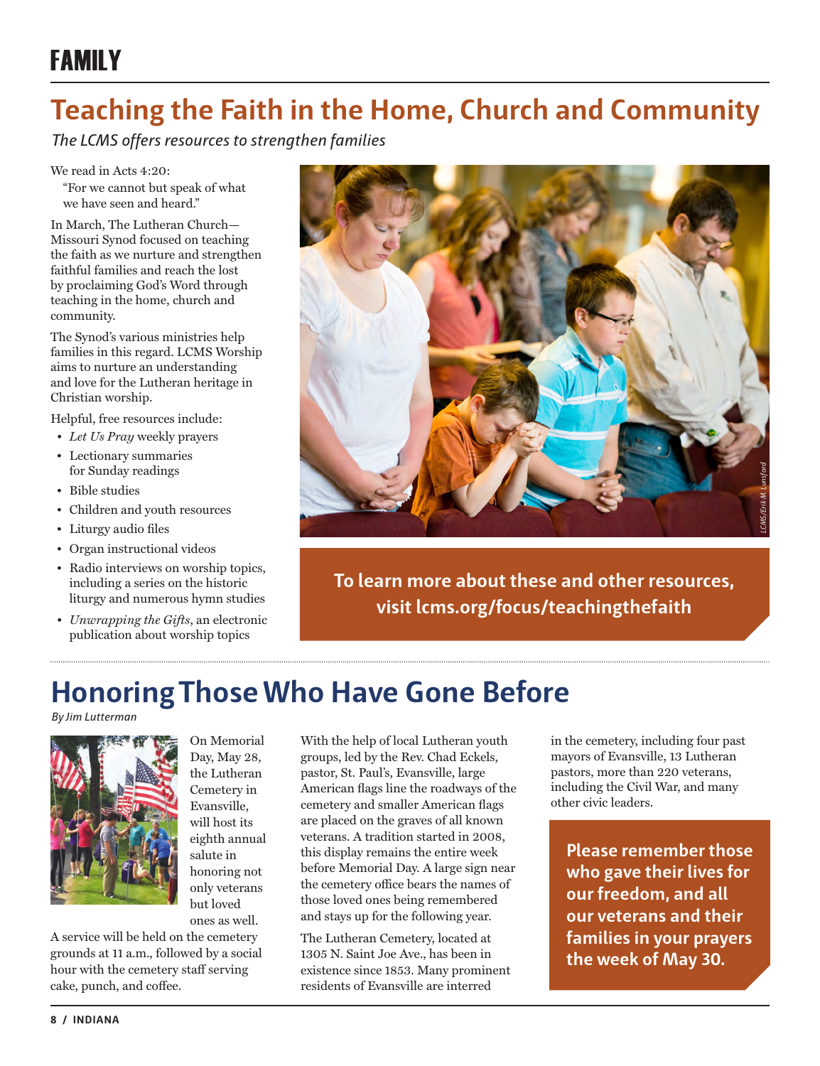# FAMILY

## Teaching the Faith in the Home, Church and Community

*The LCMS offers resources to strengthen families*

We read in Acts 4:20:

"For we cannot but speak of what we have seen and heard."

In March, The Lutheran Church—Missouri Synod focused on teaching the faith as we nurture and strengthen faithful families and reach the lost by proclaiming God's Word through teaching in the home, church and community.

The Synod's various ministries help families in this regard. LCMS Worship aims to nurture an understanding and love for the Lutheran heritage in Christian worship.

Helpful, free resources include:

- *Let Us Pray* weekly prayers
- Lectionary summaries for Sunday readings
- Bible studies
- Children and youth resources
- Liturgy audio files
- Organ instructional videos
- Radio interviews on worship topics, including a series on the historic liturgy and numerous hymn studies
- *Unwrapping the Gifts*, an electronic publication about worship topics

LCMS/Erik M. Lunsford

**To learn more about these and other resources, visit lcms.org/focus/teachingthefaith**

## Honoring Those Who Have Gone Before

*By Jim Lutterman*

On Memorial Day, May 28, the Lutheran Cemetery in Evansville, will host its eighth annual salute in honoring not only veterans but loved ones as well.

A service will be held on the cemetery grounds at 11 a.m., followed by a social hour with the cemetery staff serving cake, punch, and coffee.

With the help of local Lutheran youth groups, led by the Rev. Chad Eckels, pastor, St. Paul's, Evansville, large American flags line the roadways of the cemetery and smaller American flags are placed on the graves of all known veterans. A tradition started in 2008, this display remains the entire week before Memorial Day. A large sign near the cemetery office bears the names of those loved ones being remembered and stays up for the following year.

The Lutheran Cemetery, located at 1305 N. Saint Joe Ave., has been in existence since 1853. Many prominent residents of Evansville are interred in the cemetery, including four past mayors of Evansville, 13 Lutheran pastors, more than 220 veterans, including the Civil War, and many other civic leaders.

**Please remember those who gave their lives for our freedom, and all our veterans and their families in your prayers the week of May 30.**